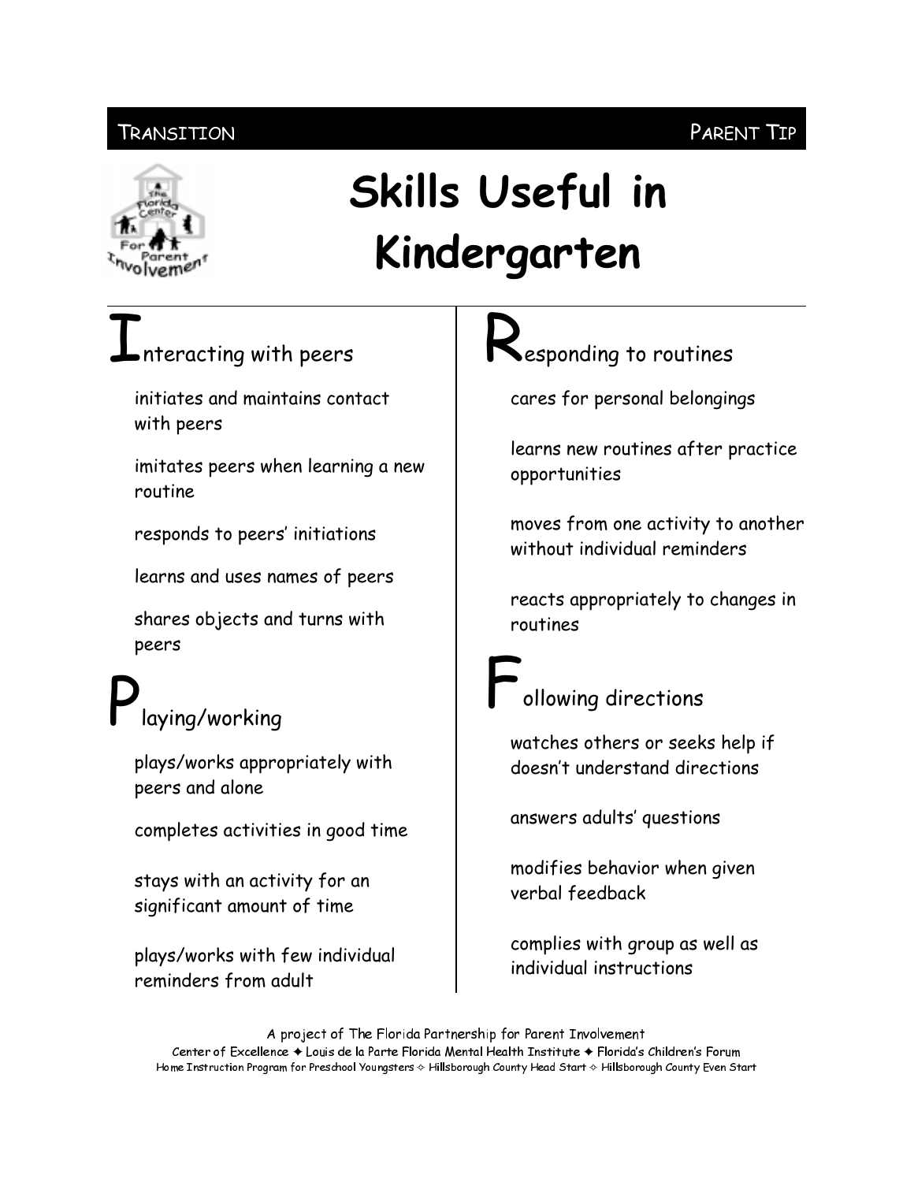TRANSITION — PARENT TIP

# Skills Useful in Kindergarten

## Interacting with peers

initiates and maintains contact with peers

imitates peers when learning a new routine

responds to peers' initiations

learns and uses names of peers

shares objects and turns with peers

## Playing/working

plays/works appropriately with peers and alone

completes activities in good time

stays with an activity for an significant amount of time

plays/works with few individual reminders from adult

## Responding to routines

cares for personal belongings

learns new routines after practice opportunities

moves from one activity to another without individual reminders

reacts appropriately to changes in routines

## Following directions

watches others or seeks help if doesn't understand directions

answers adults' questions

modifies behavior when given verbal feedback

complies with group as well as individual instructions

A project of The Florida Partnership for Parent Involvement
Center of Excellence ✦ Louis de la Parte Florida Mental Health Institute ✦ Florida's Children's Forum
Home Instruction Program for Preschool Youngsters ✧ Hillsborough County Head Start ✧ Hillsborough County Even Start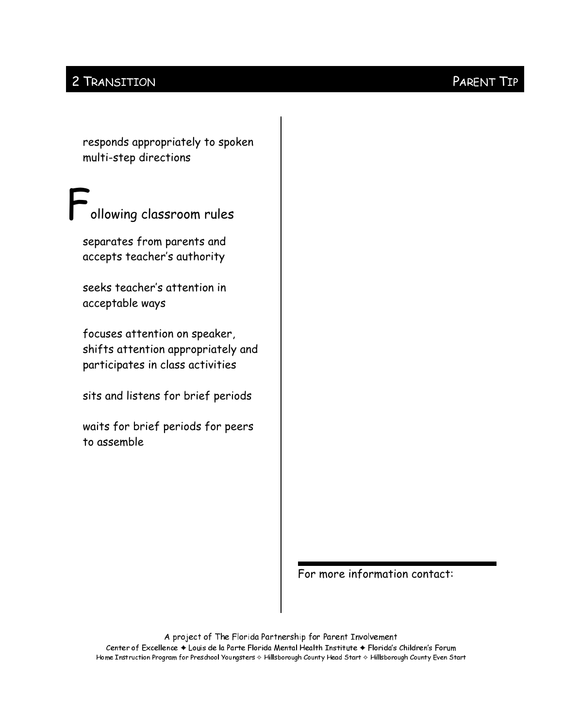responds appropriately to spoken multi-step directions

## Following classroom rules

separates from parents and accepts teacher's authority

seeks teacher's attention in acceptable ways

focuses attention on speaker, shifts attention appropriately and participates in class activities

sits and listens for brief periods

waits for brief periods for peers to assemble

For more information contact:

A project of The Florida Partnership for Parent Involvement
Center of Excellence ✦ Louis de la Parte Florida Mental Health Institute ✦ Florida's Children's Forum
Home Instruction Program for Preschool Youngsters ✧ Hillsborough County Head Start ✧ Hillsborough County Even Start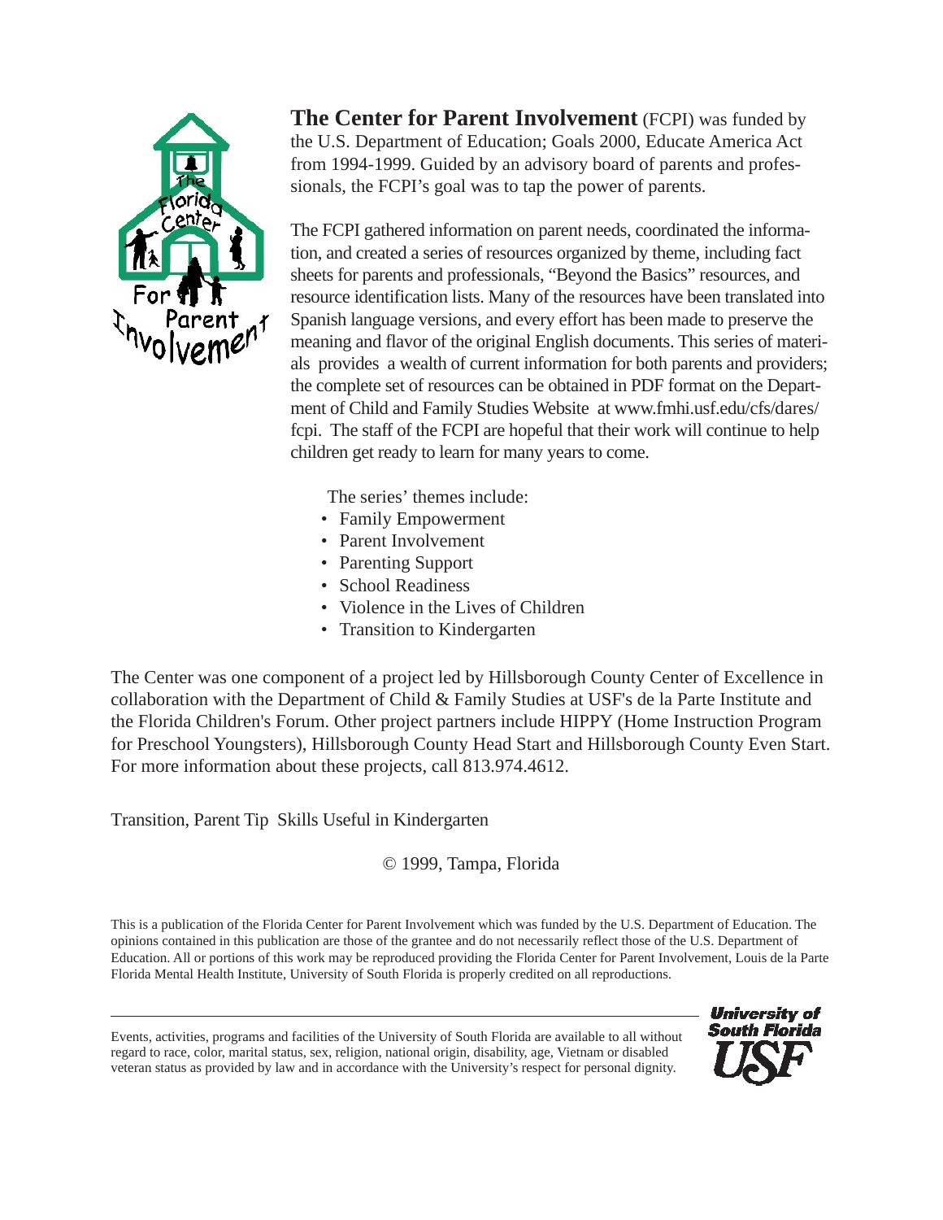**The Center for Parent Involvement** (FCPI) was funded by the U.S. Department of Education; Goals 2000, Educate America Act from 1994-1999. Guided by an advisory board of parents and professionals, the FCPI's goal was to tap the power of parents.

The FCPI gathered information on parent needs, coordinated the information, and created a series of resources organized by theme, including fact sheets for parents and professionals, "Beyond the Basics" resources, and resource identification lists. Many of the resources have been translated into Spanish language versions, and every effort has been made to preserve the meaning and flavor of the original English documents. This series of materials provides a wealth of current information for both parents and providers; the complete set of resources can be obtained in PDF format on the Department of Child and Family Studies Website at www.fmhi.usf.edu/cfs/dares/fcpi. The staff of the FCPI are hopeful that their work will continue to help children get ready to learn for many years to come.

The series' themes include:

- Family Empowerment
- Parent Involvement
- Parenting Support
- School Readiness
- Violence in the Lives of Children
- Transition to Kindergarten

The Center was one component of a project led by Hillsborough County Center of Excellence in collaboration with the Department of Child & Family Studies at USF's de la Parte Institute and the Florida Children's Forum. Other project partners include HIPPY (Home Instruction Program for Preschool Youngsters), Hillsborough County Head Start and Hillsborough County Even Start. For more information about these projects, call 813.974.4612.

Transition, Parent Tip Skills Useful in Kindergarten

© 1999, Tampa, Florida

This is a publication of the Florida Center for Parent Involvement which was funded by the U.S. Department of Education. The opinions contained in this publication are those of the grantee and do not necessarily reflect those of the U.S. Department of Education. All or portions of this work may be reproduced providing the Florida Center for Parent Involvement, Louis de la Parte Florida Mental Health Institute, University of South Florida is properly credited on all reproductions.

---

Events, activities, programs and facilities of the University of South Florida are available to all without regard to race, color, marital status, sex, religion, national origin, disability, age, Vietnam or disabled veteran status as provided by law and in accordance with the University's respect for personal dignity.

University of South Florida
USF